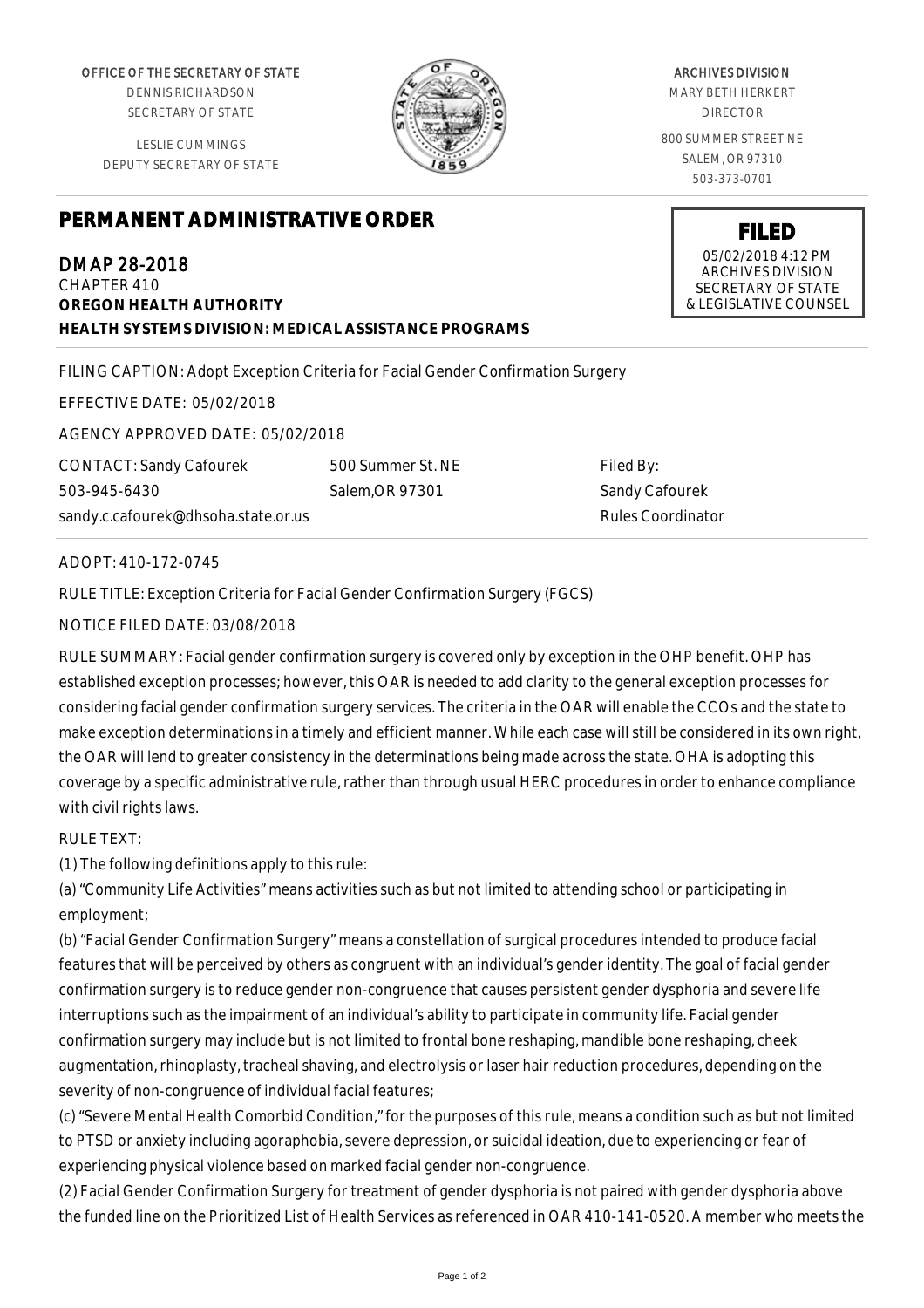OFFICE OF THE SECRETARY OF STATE
DENNIS RICHARDSON
SECRETARY OF STATE

LESLIE CUMMINGS
DEPUTY SECRETARY OF STATE

ARCHIVES DIVISION
MARY BETH HERKERT
DIRECTOR

800 SUMMER STREET NE
SALEM, OR 97310
503-373-0701

# PERMANENT ADMINISTRATIVE ORDER

**FILED**
05/02/2018 4:12 PM
ARCHIVES DIVISION
SECRETARY OF STATE
& LEGISLATIVE COUNSEL

## DMAP 28-2018

CHAPTER 410
**OREGON HEALTH AUTHORITY**
**HEALTH SYSTEMS DIVISION: MEDICAL ASSISTANCE PROGRAMS**

FILING CAPTION: Adopt Exception Criteria for Facial Gender Confirmation Surgery

EFFECTIVE DATE: 05/02/2018

AGENCY APPROVED DATE: 05/02/2018

CONTACT: Sandy Cafourek
503-945-6430
sandy.c.cafourek@dhsoha.state.or.us

500 Summer St. NE
Salem,OR 97301

Filed By:
Sandy Cafourek
Rules Coordinator

ADOPT: 410-172-0745

RULE TITLE: Exception Criteria for Facial Gender Confirmation Surgery (FGCS)

NOTICE FILED DATE: 03/08/2018

RULE SUMMARY: Facial gender confirmation surgery is covered only by exception in the OHP benefit. OHP has established exception processes; however, this OAR is needed to add clarity to the general exception processes for considering facial gender confirmation surgery services. The criteria in the OAR will enable the CCOs and the state to make exception determinations in a timely and efficient manner. While each case will still be considered in its own right, the OAR will lend to greater consistency in the determinations being made across the state. OHA is adopting this coverage by a specific administrative rule, rather than through usual HERC procedures in order to enhance compliance with civil rights laws.

RULE TEXT:

(1) The following definitions apply to this rule:

(a) "Community Life Activities" means activities such as but not limited to attending school or participating in employment;

(b) "Facial Gender Confirmation Surgery" means a constellation of surgical procedures intended to produce facial features that will be perceived by others as congruent with an individual's gender identity. The goal of facial gender confirmation surgery is to reduce gender non-congruence that causes persistent gender dysphoria and severe life interruptions such as the impairment of an individual's ability to participate in community life. Facial gender confirmation surgery may include but is not limited to frontal bone reshaping, mandible bone reshaping, cheek augmentation, rhinoplasty, tracheal shaving, and electrolysis or laser hair reduction procedures, depending on the severity of non-congruence of individual facial features;

(c) "Severe Mental Health Comorbid Condition," for the purposes of this rule, means a condition such as but not limited to PTSD or anxiety including agoraphobia, severe depression, or suicidal ideation, due to experiencing or fear of experiencing physical violence based on marked facial gender non-congruence.

(2) Facial Gender Confirmation Surgery for treatment of gender dysphoria is not paired with gender dysphoria above the funded line on the Prioritized List of Health Services as referenced in OAR 410-141-0520. A member who meets the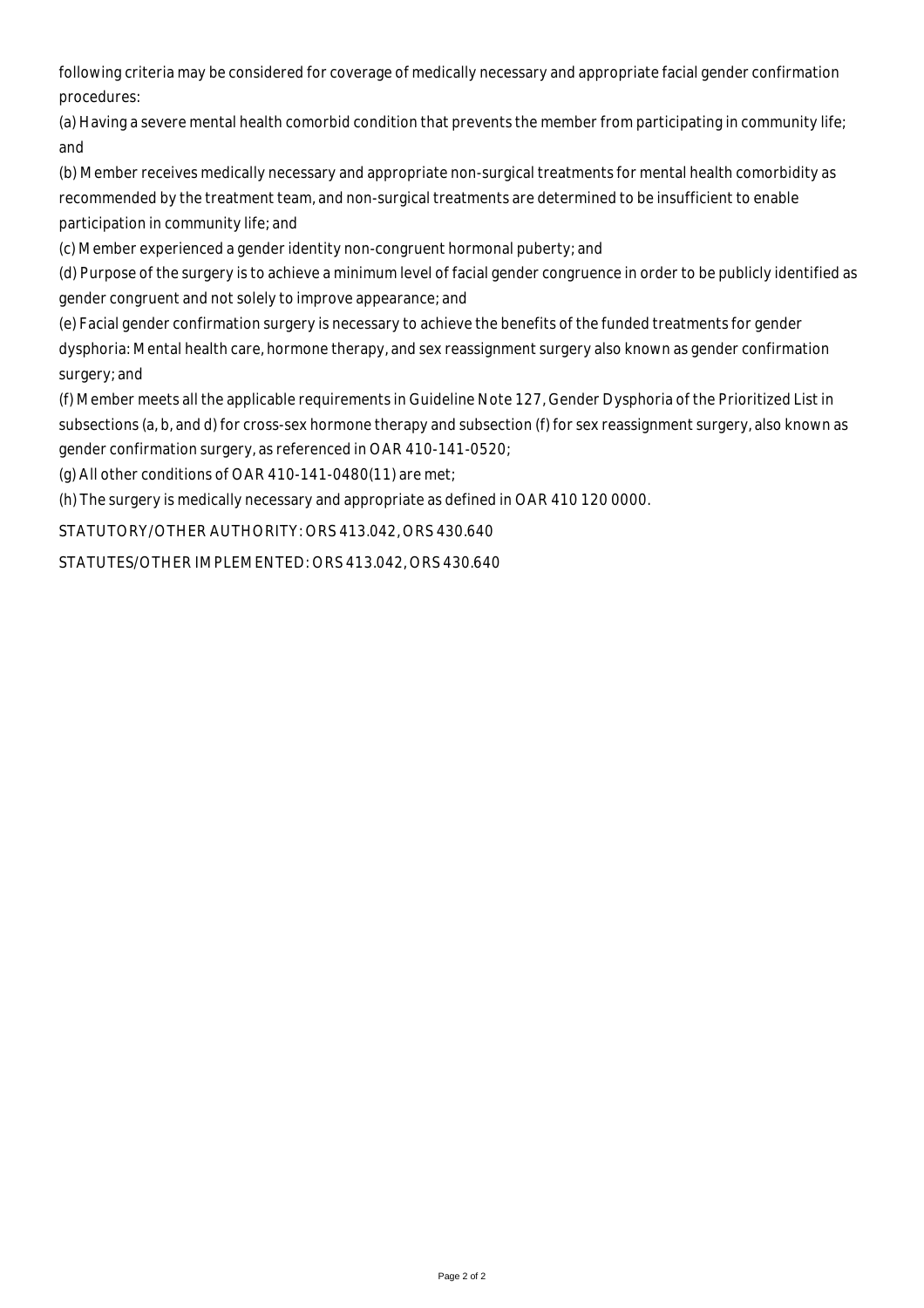following criteria may be considered for coverage of medically necessary and appropriate facial gender confirmation procedures:

(a) Having a severe mental health comorbid condition that prevents the member from participating in community life; and

(b) Member receives medically necessary and appropriate non-surgical treatments for mental health comorbidity as recommended by the treatment team, and non-surgical treatments are determined to be insufficient to enable participation in community life; and

(c) Member experienced a gender identity non-congruent hormonal puberty; and

(d) Purpose of the surgery is to achieve a minimum level of facial gender congruence in order to be publicly identified as gender congruent and not solely to improve appearance; and

(e) Facial gender confirmation surgery is necessary to achieve the benefits of the funded treatments for gender dysphoria: Mental health care, hormone therapy, and sex reassignment surgery also known as gender confirmation surgery; and

(f) Member meets all the applicable requirements in Guideline Note 127, Gender Dysphoria of the Prioritized List in subsections (a, b, and d) for cross-sex hormone therapy and subsection (f) for sex reassignment surgery, also known as gender confirmation surgery, as referenced in OAR 410-141-0520;

(g) All other conditions of OAR 410-141-0480(11) are met;

(h) The surgery is medically necessary and appropriate as defined in OAR 410 120 0000.

STATUTORY/OTHER AUTHORITY: ORS 413.042, ORS 430.640

STATUTES/OTHER IMPLEMENTED: ORS 413.042, ORS 430.640